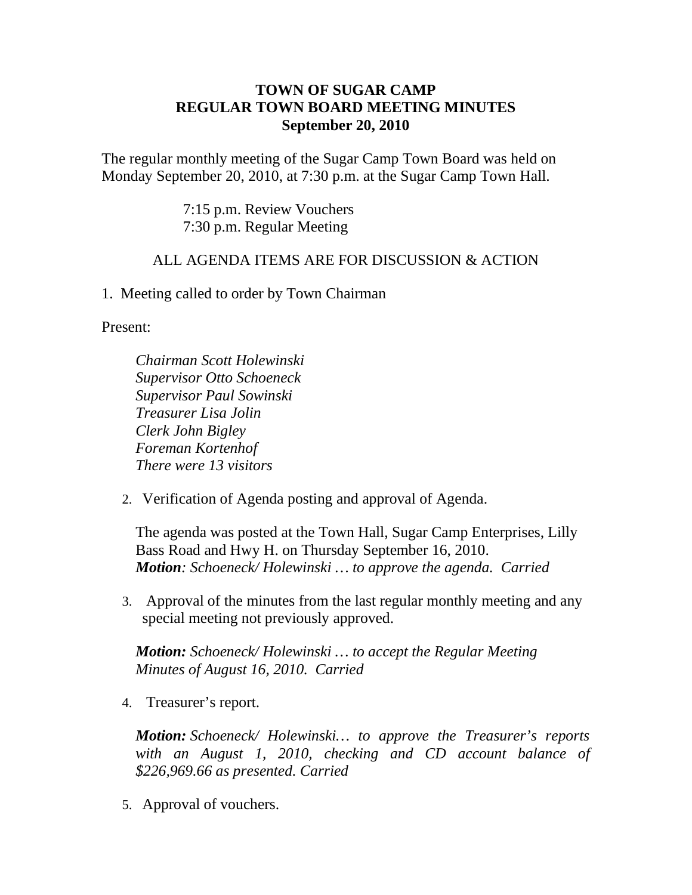# TOWN OF SUGAR CAMP
## REGULAR TOWN BOARD MEETING MINUTES
### September 20, 2010

The regular monthly meeting of the Sugar Camp Town Board was held on Monday September 20, 2010, at 7:30 p.m. at the Sugar Camp Town Hall.

7:15 p.m. Review Vouchers
7:30 p.m. Regular Meeting

ALL AGENDA ITEMS ARE FOR DISCUSSION & ACTION

1. Meeting called to order by Town Chairman

Present:

*Chairman Scott Holewinski*
*Supervisor Otto Schoeneck*
*Supervisor Paul Sowinski*
*Treasurer Lisa Jolin*
*Clerk John Bigley*
*Foreman Kortenhof*
*There were 13 visitors*

2. Verification of Agenda posting and approval of Agenda.

   The agenda was posted at the Town Hall, Sugar Camp Enterprises, Lilly Bass Road and Hwy H. on Thursday September 16, 2010.
   ***Motion****: Schoeneck/ Holewinski … to approve the agenda. Carried*

3. Approval of the minutes from the last regular monthly meeting and any special meeting not previously approved.

   ***Motion:*** *Schoeneck/ Holewinski … to accept the Regular Meeting Minutes of August 16, 2010. Carried*

4. Treasurer's report.

   ***Motion:*** *Schoeneck/ Holewinski… to approve the Treasurer's reports with an August 1, 2010, checking and CD account balance of $226,969.66 as presented. Carried*

5. Approval of vouchers.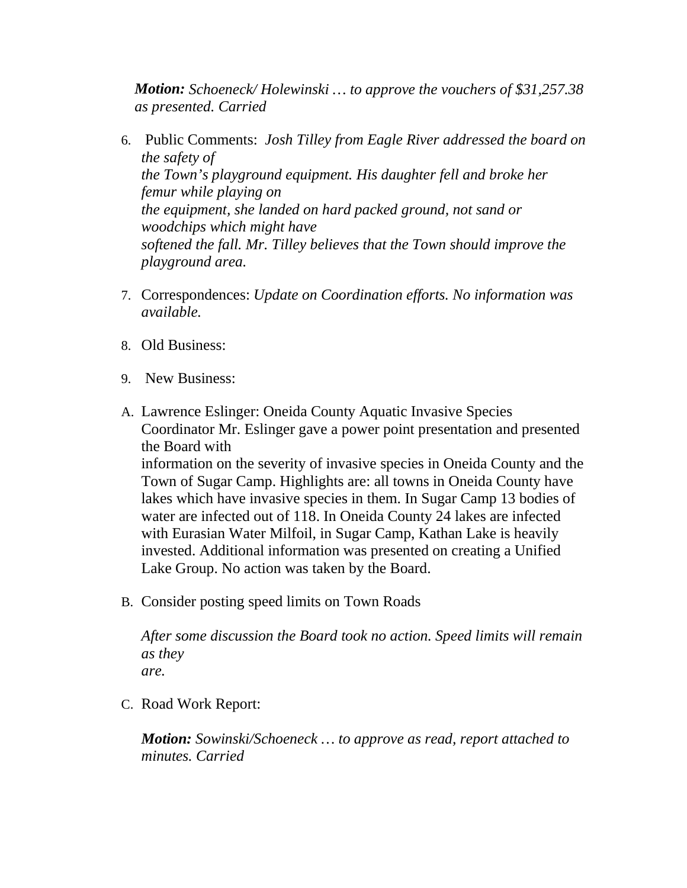***Motion:*** *Schoeneck/ Holewinski … to approve the vouchers of $31,257.38 as presented. Carried*

6. Public Comments: *Josh Tilley from Eagle River addressed the board on the safety of the Town's playground equipment. His daughter fell and broke her femur while playing on the equipment, she landed on hard packed ground, not sand or woodchips which might have softened the fall. Mr. Tilley believes that the Town should improve the playground area.*

7. Correspondences: *Update on Coordination efforts. No information was available.*

8. Old Business:

9. New Business:

A. Lawrence Eslinger: Oneida County Aquatic Invasive Species Coordinator Mr. Eslinger gave a power point presentation and presented the Board with information on the severity of invasive species in Oneida County and the Town of Sugar Camp. Highlights are: all towns in Oneida County have lakes which have invasive species in them. In Sugar Camp 13 bodies of water are infected out of 118. In Oneida County 24 lakes are infected with Eurasian Water Milfoil, in Sugar Camp, Kathan Lake is heavily invested. Additional information was presented on creating a Unified Lake Group. No action was taken by the Board.

B. Consider posting speed limits on Town Roads

   *After some discussion the Board took no action. Speed limits will remain as they are.*

C. Road Work Report:

   ***Motion:*** *Sowinski/Schoeneck … to approve as read, report attached to minutes. Carried*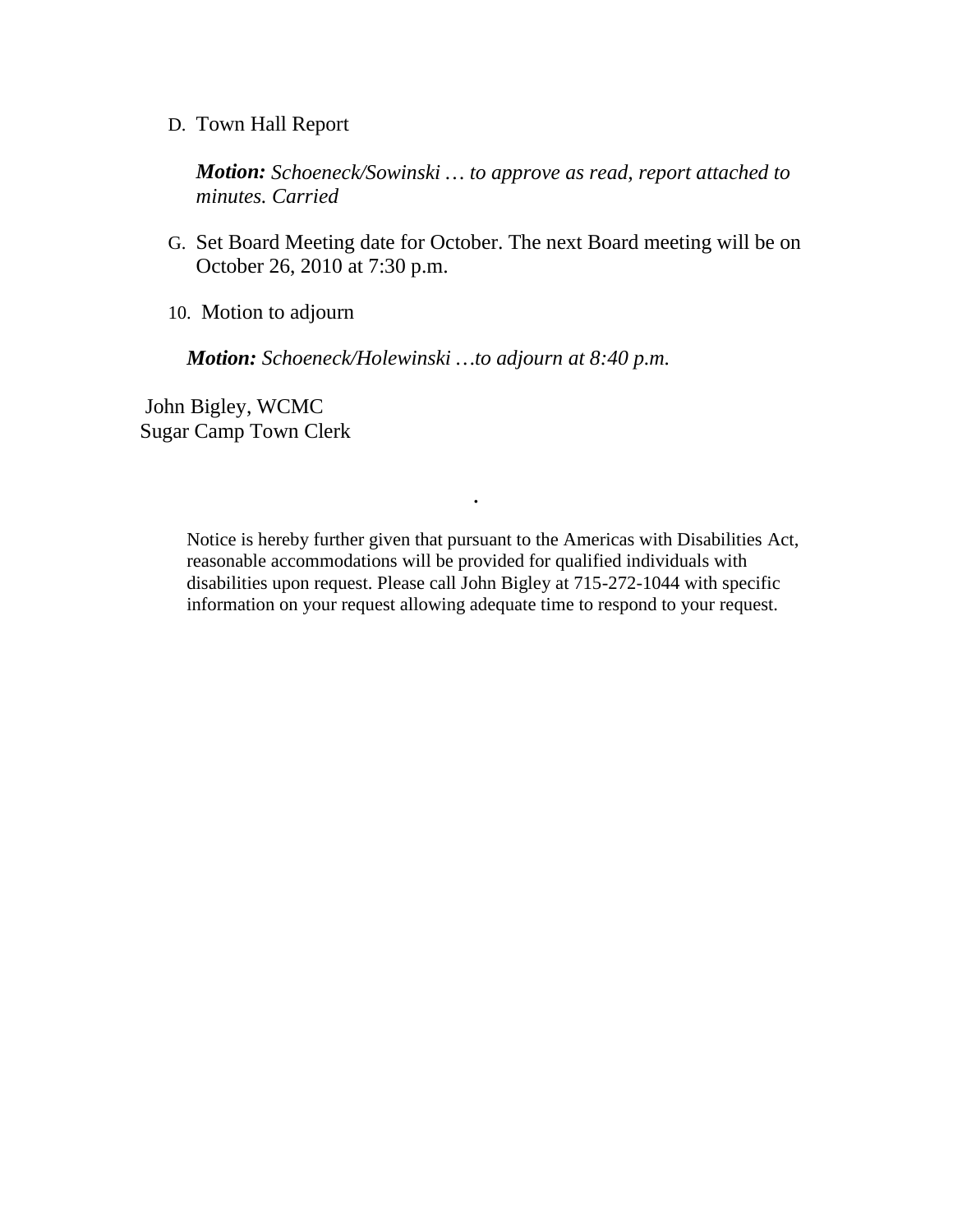D. Town Hall Report

***Motion:*** *Schoeneck/Sowinski … to approve as read, report attached to minutes. Carried*

G. Set Board Meeting date for October. The next Board meeting will be on October 26, 2010 at 7:30 p.m.

10. Motion to adjourn

***Motion:*** *Schoeneck/Holewinski …to adjourn at 8:40 p.m.*

John Bigley, WCMC
Sugar Camp Town Clerk

.

Notice is hereby further given that pursuant to the Americas with Disabilities Act, reasonable accommodations will be provided for qualified individuals with disabilities upon request. Please call John Bigley at 715-272-1044 with specific information on your request allowing adequate time to respond to your request.